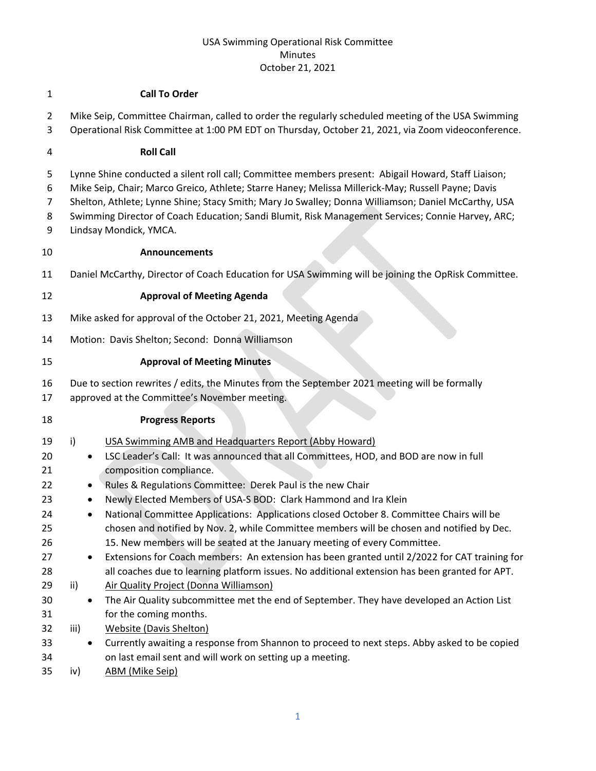# USA Swimming Operational Risk Committee
# Minutes
# October 21, 2021

## Call To Order

Mike Seip, Committee Chairman, called to order the regularly scheduled meeting of the USA Swimming Operational Risk Committee at 1:00 PM EDT on Thursday, October 21, 2021, via Zoom videoconference.

## Roll Call

Lynne Shine conducted a silent roll call; Committee members present: Abigail Howard, Staff Liaison; Mike Seip, Chair; Marco Greico, Athlete; Starre Haney; Melissa Millerick-May; Russell Payne; Davis Shelton, Athlete; Lynne Shine; Stacy Smith; Mary Jo Swalley; Donna Williamson; Daniel McCarthy, USA Swimming Director of Coach Education; Sandi Blumit, Risk Management Services; Connie Harvey, ARC; Lindsay Mondick, YMCA.

## Announcements

Daniel McCarthy, Director of Coach Education for USA Swimming will be joining the OpRisk Committee.

## Approval of Meeting Agenda

Mike asked for approval of the October 21, 2021, Meeting Agenda

Motion: Davis Shelton; Second: Donna Williamson

## Approval of Meeting Minutes

Due to section rewrites / edits, the Minutes from the September 2021 meeting will be formally approved at the Committee's November meeting.

## Progress Reports

i) USA Swimming AMB and Headquarters Report (Abby Howard)
- LSC Leader's Call: It was announced that all Committees, HOD, and BOD are now in full composition compliance.
- Rules & Regulations Committee: Derek Paul is the new Chair
- Newly Elected Members of USA-S BOD: Clark Hammond and Ira Klein
- National Committee Applications: Applications closed October 8. Committee Chairs will be chosen and notified by Nov. 2, while Committee members will be chosen and notified by Dec. 15. New members will be seated at the January meeting of every Committee.
- Extensions for Coach members: An extension has been granted until 2/2022 for CAT training for all coaches due to learning platform issues. No additional extension has been granted for APT.

ii) Air Quality Project (Donna Williamson)
- The Air Quality subcommittee met the end of September. They have developed an Action List for the coming months.

iii) Website (Davis Shelton)
- Currently awaiting a response from Shannon to proceed to next steps. Abby asked to be copied on last email sent and will work on setting up a meeting.

iv) ABM (Mike Seip)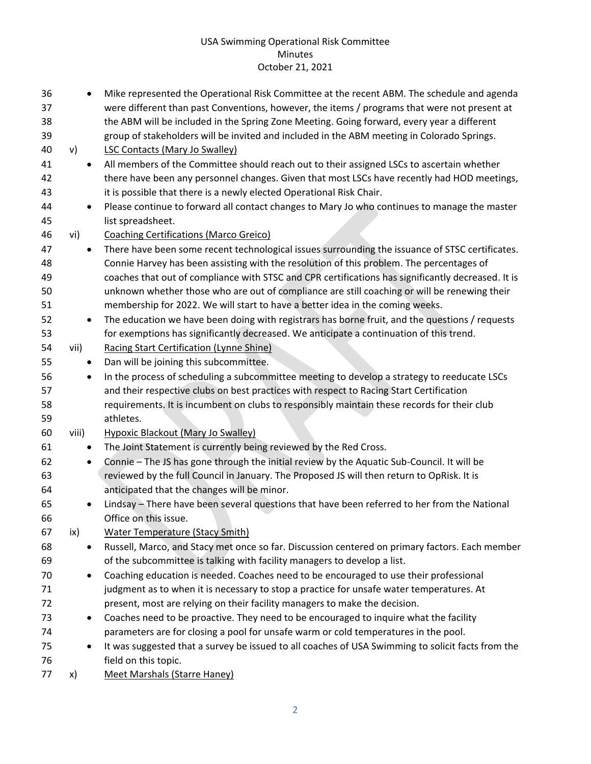- Mike represented the Operational Risk Committee at the recent ABM. The schedule and agenda were different than past Conventions, however, the items / programs that were not present at the ABM will be included in the Spring Zone Meeting. Going forward, every year a different group of stakeholders will be invited and included in the ABM meeting in Colorado Springs.

v) LSC Contacts (Mary Jo Swalley)

- All members of the Committee should reach out to their assigned LSCs to ascertain whether there have been any personnel changes. Given that most LSCs have recently had HOD meetings, it is possible that there is a newly elected Operational Risk Chair.
- Please continue to forward all contact changes to Mary Jo who continues to manage the master list spreadsheet.

vi) Coaching Certifications (Marco Greico)

- There have been some recent technological issues surrounding the issuance of STSC certificates. Connie Harvey has been assisting with the resolution of this problem. The percentages of coaches that out of compliance with STSC and CPR certifications has significantly decreased. It is unknown whether those who are out of compliance are still coaching or will be renewing their membership for 2022. We will start to have a better idea in the coming weeks.
- The education we have been doing with registrars has borne fruit, and the questions / requests for exemptions has significantly decreased. We anticipate a continuation of this trend.

vii) Racing Start Certification (Lynne Shine)

- Dan will be joining this subcommittee.
- In the process of scheduling a subcommittee meeting to develop a strategy to reeducate LSCs and their respective clubs on best practices with respect to Racing Start Certification requirements. It is incumbent on clubs to responsibly maintain these records for their club athletes.

viii) Hypoxic Blackout (Mary Jo Swalley)

- The Joint Statement is currently being reviewed by the Red Cross.
- Connie – The JS has gone through the initial review by the Aquatic Sub-Council. It will be reviewed by the full Council in January. The Proposed JS will then return to OpRisk. It is anticipated that the changes will be minor.
- Lindsay – There have been several questions that have been referred to her from the National Office on this issue.

ix) Water Temperature (Stacy Smith)

- Russell, Marco, and Stacy met once so far. Discussion centered on primary factors. Each member of the subcommittee is talking with facility managers to develop a list.
- Coaching education is needed. Coaches need to be encouraged to use their professional judgment as to when it is necessary to stop a practice for unsafe water temperatures. At present, most are relying on their facility managers to make the decision.
- Coaches need to be proactive. They need to be encouraged to inquire what the facility parameters are for closing a pool for unsafe warm or cold temperatures in the pool.
- It was suggested that a survey be issued to all coaches of USA Swimming to solicit facts from the field on this topic.

x) Meet Marshals (Starre Haney)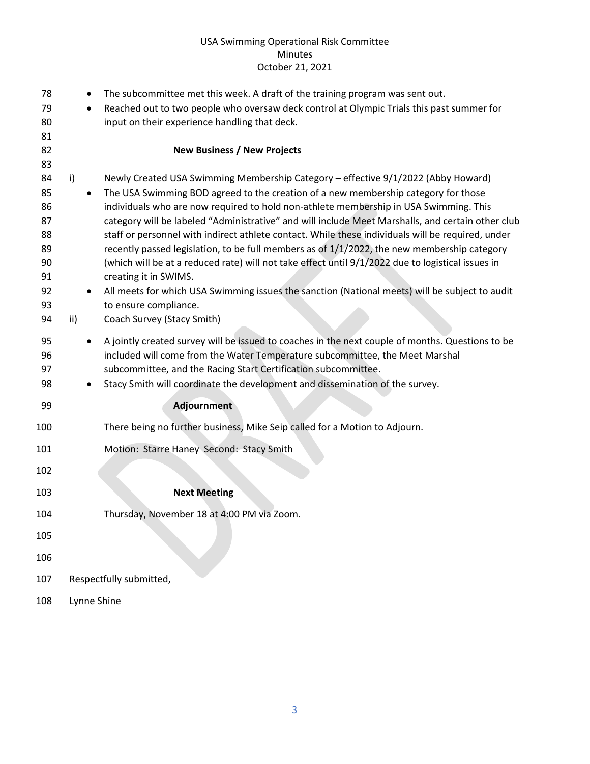- The subcommittee met this week. A draft of the training program was sent out.
- Reached out to two people who oversaw deck control at Olympic Trials this past summer for input on their experience handling that deck.

**New Business / New Projects**

i) Newly Created USA Swimming Membership Category – effective 9/1/2022 (Abby Howard)

- The USA Swimming BOD agreed to the creation of a new membership category for those individuals who are now required to hold non-athlete membership in USA Swimming. This category will be labeled "Administrative" and will include Meet Marshalls, and certain other club staff or personnel with indirect athlete contact. While these individuals will be required, under recently passed legislation, to be full members as of 1/1/2022, the new membership category (which will be at a reduced rate) will not take effect until 9/1/2022 due to logistical issues in creating it in SWIMS.
- All meets for which USA Swimming issues the sanction (National meets) will be subject to audit to ensure compliance.

ii) Coach Survey (Stacy Smith)

- A jointly created survey will be issued to coaches in the next couple of months. Questions to be included will come from the Water Temperature subcommittee, the Meet Marshal subcommittee, and the Racing Start Certification subcommittee.
- Stacy Smith will coordinate the development and dissemination of the survey.

**Adjournment**

There being no further business, Mike Seip called for a Motion to Adjourn.

Motion: Starre Haney Second: Stacy Smith

**Next Meeting**

Thursday, November 18 at 4:00 PM via Zoom.

Respectfully submitted,

Lynne Shine